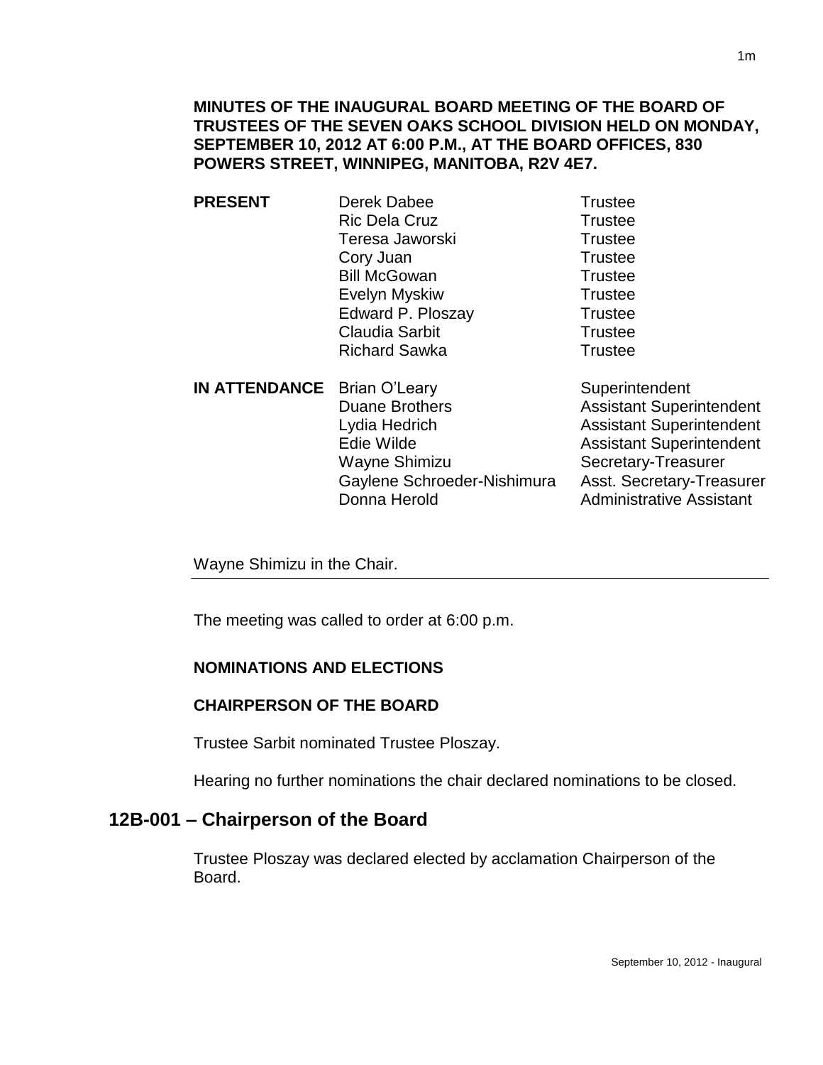**MINUTES OF THE INAUGURAL BOARD MEETING OF THE BOARD OF TRUSTEES OF THE SEVEN OAKS SCHOOL DIVISION HELD ON MONDAY, SEPTEMBER 10, 2012 AT 6:00 P.M., AT THE BOARD OFFICES, 830 POWERS STREET, WINNIPEG, MANITOBA, R2V 4E7.**

| | | |
|---|---|---|
| **PRESENT** | Derek Dabee | Trustee |
| | Ric Dela Cruz | Trustee |
| | Teresa Jaworski | Trustee |
| | Cory Juan | Trustee |
| | Bill McGowan | Trustee |
| | Evelyn Myskiw | Trustee |
| | Edward P. Ploszay | Trustee |
| | Claudia Sarbit | Trustee |
| | Richard Sawka | Trustee |
| **IN ATTENDANCE** | Brian O'Leary | Superintendent |
| | Duane Brothers | Assistant Superintendent |
| | Lydia Hedrich | Assistant Superintendent |
| | Edie Wilde | Assistant Superintendent |
| | Wayne Shimizu | Secretary-Treasurer |
| | Gaylene Schroeder-Nishimura | Asst. Secretary-Treasurer |
| | Donna Herold | Administrative Assistant |

Wayne Shimizu in the Chair.

The meeting was called to order at 6:00 p.m.

**NOMINATIONS AND ELECTIONS**

**CHAIRPERSON OF THE BOARD**

Trustee Sarbit nominated Trustee Ploszay.

Hearing no further nominations the chair declared nominations to be closed.

## 12B-001 – Chairperson of the Board

Trustee Ploszay was declared elected by acclamation Chairperson of the Board.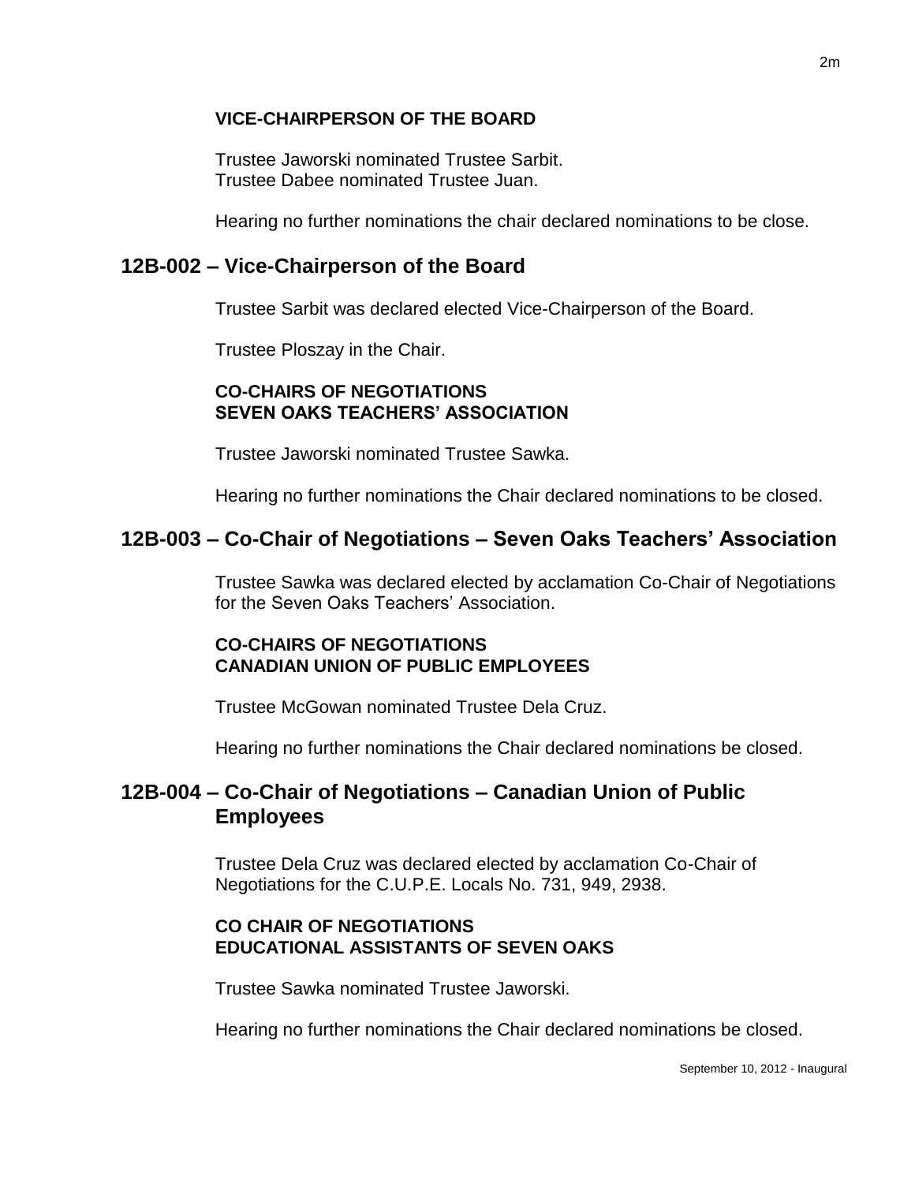**VICE-CHAIRPERSON OF THE BOARD**

Trustee Jaworski nominated Trustee Sarbit.
Trustee Dabee nominated Trustee Juan.

Hearing no further nominations the chair declared nominations to be close.

## 12B-002 – Vice-Chairperson of the Board

Trustee Sarbit was declared elected Vice-Chairperson of the Board.

Trustee Ploszay in the Chair.

**CO-CHAIRS OF NEGOTIATIONS**
**SEVEN OAKS TEACHERS' ASSOCIATION**

Trustee Jaworski nominated Trustee Sawka.

Hearing no further nominations the Chair declared nominations to be closed.

## 12B-003 – Co-Chair of Negotiations – Seven Oaks Teachers' Association

Trustee Sawka was declared elected by acclamation Co-Chair of Negotiations for the Seven Oaks Teachers' Association.

**CO-CHAIRS OF NEGOTIATIONS**
**CANADIAN UNION OF PUBLIC EMPLOYEES**

Trustee McGowan nominated Trustee Dela Cruz.

Hearing no further nominations the Chair declared nominations be closed.

## 12B-004 – Co-Chair of Negotiations – Canadian Union of Public Employees

Trustee Dela Cruz was declared elected by acclamation Co-Chair of Negotiations for the C.U.P.E. Locals No. 731, 949, 2938.

**CO CHAIR OF NEGOTIATIONS**
**EDUCATIONAL ASSISTANTS OF SEVEN OAKS**

Trustee Sawka nominated Trustee Jaworski.

Hearing no further nominations the Chair declared nominations be closed.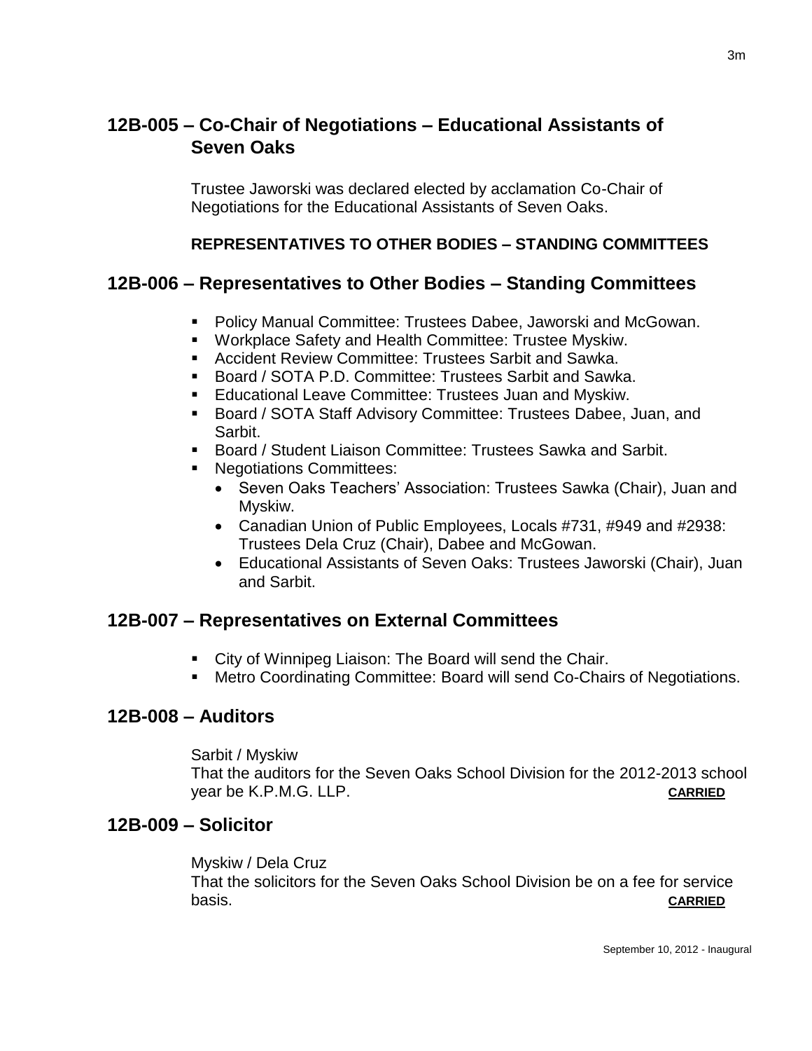## 12B-005 – Co-Chair of Negotiations – Educational Assistants of Seven Oaks

Trustee Jaworski was declared elected by acclamation Co-Chair of Negotiations for the Educational Assistants of Seven Oaks.

**REPRESENTATIVES TO OTHER BODIES – STANDING COMMITTEES**

## 12B-006 – Representatives to Other Bodies – Standing Committees

- Policy Manual Committee: Trustees Dabee, Jaworski and McGowan.
- Workplace Safety and Health Committee: Trustee Myskiw.
- Accident Review Committee: Trustees Sarbit and Sawka.
- Board / SOTA P.D. Committee: Trustees Sarbit and Sawka.
- Educational Leave Committee: Trustees Juan and Myskiw.
- Board / SOTA Staff Advisory Committee: Trustees Dabee, Juan, and Sarbit.
- Board / Student Liaison Committee: Trustees Sawka and Sarbit.
- Negotiations Committees:
  - Seven Oaks Teachers' Association: Trustees Sawka (Chair), Juan and Myskiw.
  - Canadian Union of Public Employees, Locals #731, #949 and #2938: Trustees Dela Cruz (Chair), Dabee and McGowan.
  - Educational Assistants of Seven Oaks: Trustees Jaworski (Chair), Juan and Sarbit.

## 12B-007 – Representatives on External Committees

- City of Winnipeg Liaison: The Board will send the Chair.
- Metro Coordinating Committee: Board will send Co-Chairs of Negotiations.

## 12B-008 – Auditors

Sarbit / Myskiw
That the auditors for the Seven Oaks School Division for the 2012-2013 school year be K.P.M.G. LLP. **CARRIED**

## 12B-009 – Solicitor

Myskiw / Dela Cruz
That the solicitors for the Seven Oaks School Division be on a fee for service basis. **CARRIED**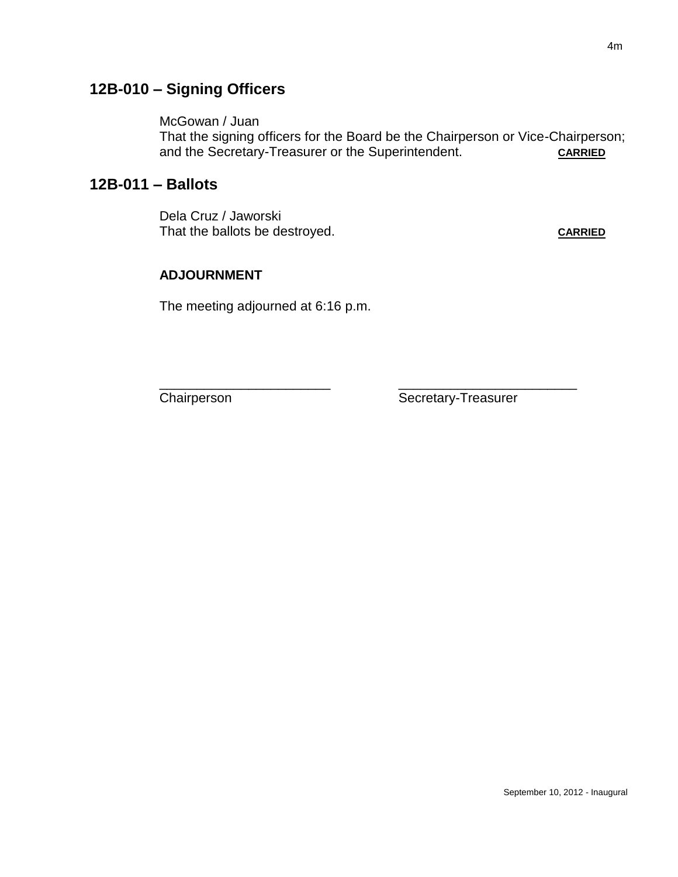## 12B-010 – Signing Officers

McGowan / Juan
That the signing officers for the Board be the Chairperson or Vice-Chairperson; and the Secretary-Treasurer or the Superintendent. **CARRIED**

## 12B-011 – Ballots

Dela Cruz / Jaworski
That the ballots be destroyed. **CARRIED**

**ADJOURNMENT**

The meeting adjourned at 6:16 p.m.

_______________________ _______________________
Chairperson Secretary-Treasurer